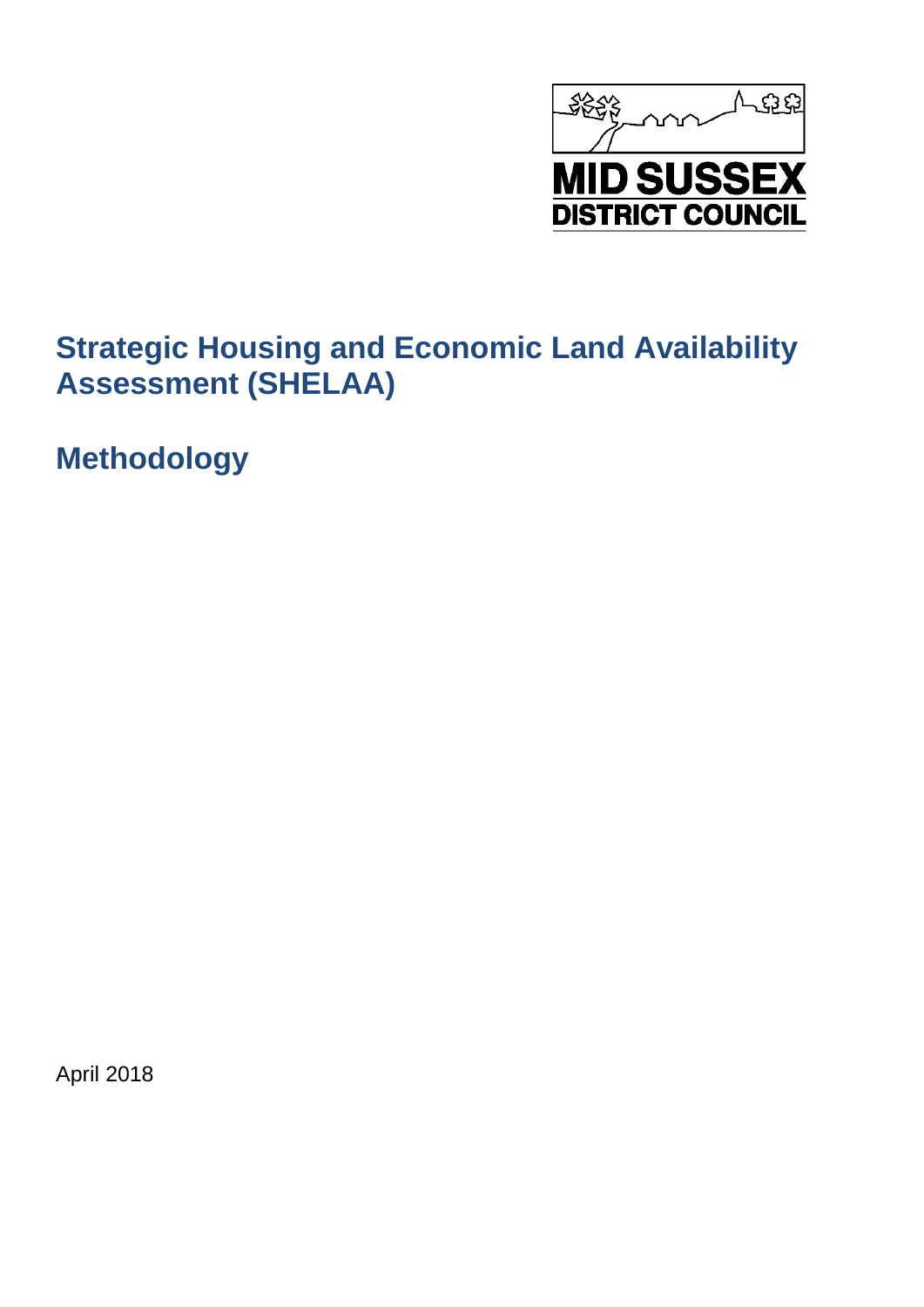MID SUSSEX DISTRICT COUNCIL

# Strategic Housing and Economic Land Availability Assessment (SHELAA)

# Methodology

April 2018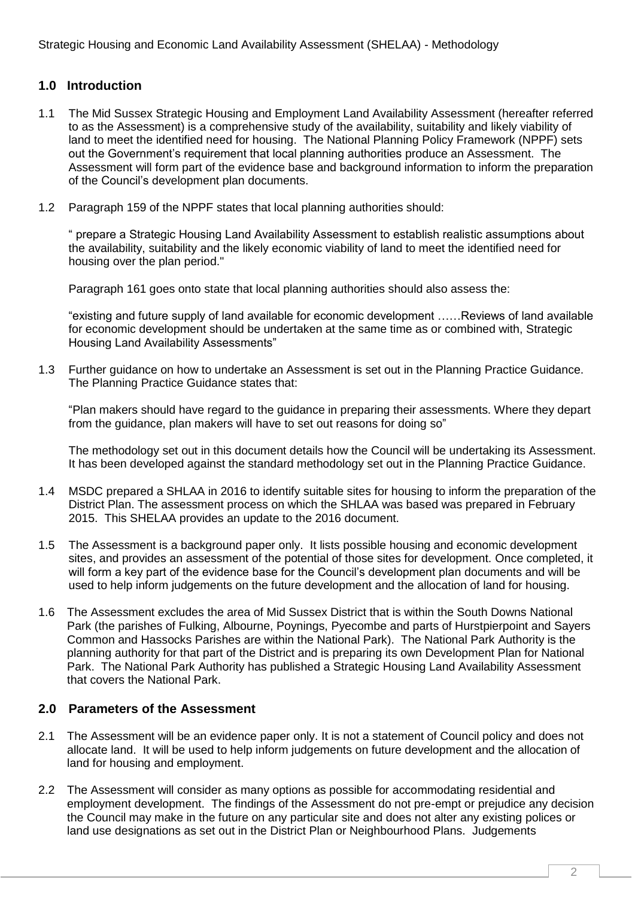## 1.0 Introduction

1.1 The Mid Sussex Strategic Housing and Employment Land Availability Assessment (hereafter referred to as the Assessment) is a comprehensive study of the availability, suitability and likely viability of land to meet the identified need for housing. The National Planning Policy Framework (NPPF) sets out the Government's requirement that local planning authorities produce an Assessment. The Assessment will form part of the evidence base and background information to inform the preparation of the Council's development plan documents.

1.2 Paragraph 159 of the NPPF states that local planning authorities should:

" prepare a Strategic Housing Land Availability Assessment to establish realistic assumptions about the availability, suitability and the likely economic viability of land to meet the identified need for housing over the plan period."

Paragraph 161 goes onto state that local planning authorities should also assess the:

"existing and future supply of land available for economic development ……Reviews of land available for economic development should be undertaken at the same time as or combined with, Strategic Housing Land Availability Assessments"

1.3 Further guidance on how to undertake an Assessment is set out in the Planning Practice Guidance. The Planning Practice Guidance states that:

"Plan makers should have regard to the guidance in preparing their assessments. Where they depart from the guidance, plan makers will have to set out reasons for doing so"

The methodology set out in this document details how the Council will be undertaking its Assessment. It has been developed against the standard methodology set out in the Planning Practice Guidance.

1.4 MSDC prepared a SHLAA in 2016 to identify suitable sites for housing to inform the preparation of the District Plan. The assessment process on which the SHLAA was based was prepared in February 2015. This SHELAA provides an update to the 2016 document.

1.5 The Assessment is a background paper only. It lists possible housing and economic development sites, and provides an assessment of the potential of those sites for development. Once completed, it will form a key part of the evidence base for the Council's development plan documents and will be used to help inform judgements on the future development and the allocation of land for housing.

1.6 The Assessment excludes the area of Mid Sussex District that is within the South Downs National Park (the parishes of Fulking, Albourne, Poynings, Pyecombe and parts of Hurstpierpoint and Sayers Common and Hassocks Parishes are within the National Park). The National Park Authority is the planning authority for that part of the District and is preparing its own Development Plan for National Park. The National Park Authority has published a Strategic Housing Land Availability Assessment that covers the National Park.

## 2.0 Parameters of the Assessment

2.1 The Assessment will be an evidence paper only. It is not a statement of Council policy and does not allocate land. It will be used to help inform judgements on future development and the allocation of land for housing and employment.

2.2 The Assessment will consider as many options as possible for accommodating residential and employment development. The findings of the Assessment do not pre-empt or prejudice any decision the Council may make in the future on any particular site and does not alter any existing polices or land use designations as set out in the District Plan or Neighbourhood Plans. Judgements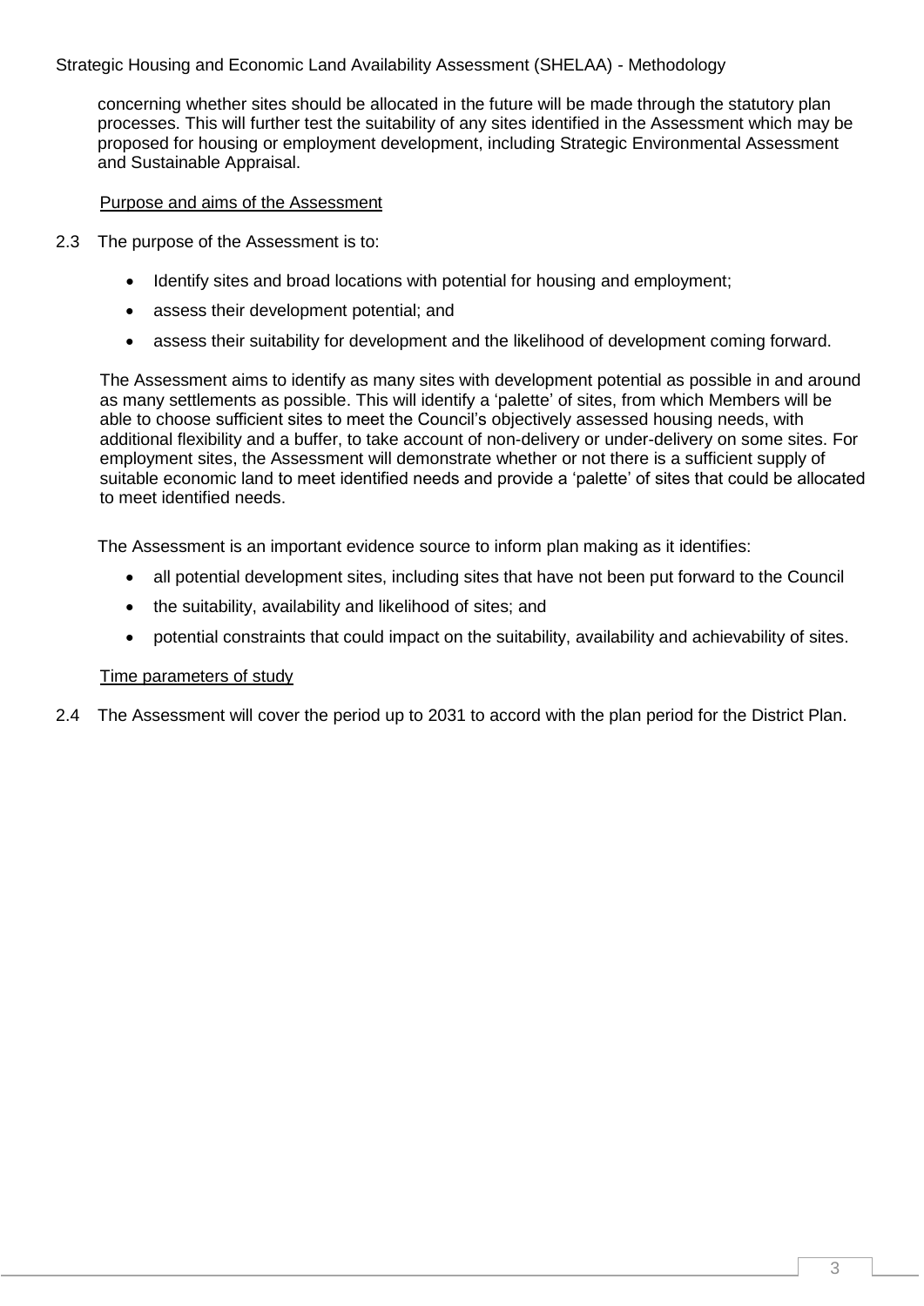concerning whether sites should be allocated in the future will be made through the statutory plan processes. This will further test the suitability of any sites identified in the Assessment which may be proposed for housing or employment development, including Strategic Environmental Assessment and Sustainable Appraisal.

Purpose and aims of the Assessment

2.3 The purpose of the Assessment is to:

- Identify sites and broad locations with potential for housing and employment;
- assess their development potential; and
- assess their suitability for development and the likelihood of development coming forward.

The Assessment aims to identify as many sites with development potential as possible in and around as many settlements as possible. This will identify a 'palette' of sites, from which Members will be able to choose sufficient sites to meet the Council's objectively assessed housing needs, with additional flexibility and a buffer, to take account of non-delivery or under-delivery on some sites. For employment sites, the Assessment will demonstrate whether or not there is a sufficient supply of suitable economic land to meet identified needs and provide a 'palette' of sites that could be allocated to meet identified needs.

The Assessment is an important evidence source to inform plan making as it identifies:

- all potential development sites, including sites that have not been put forward to the Council
- the suitability, availability and likelihood of sites; and
- potential constraints that could impact on the suitability, availability and achievability of sites.

Time parameters of study

2.4 The Assessment will cover the period up to 2031 to accord with the plan period for the District Plan.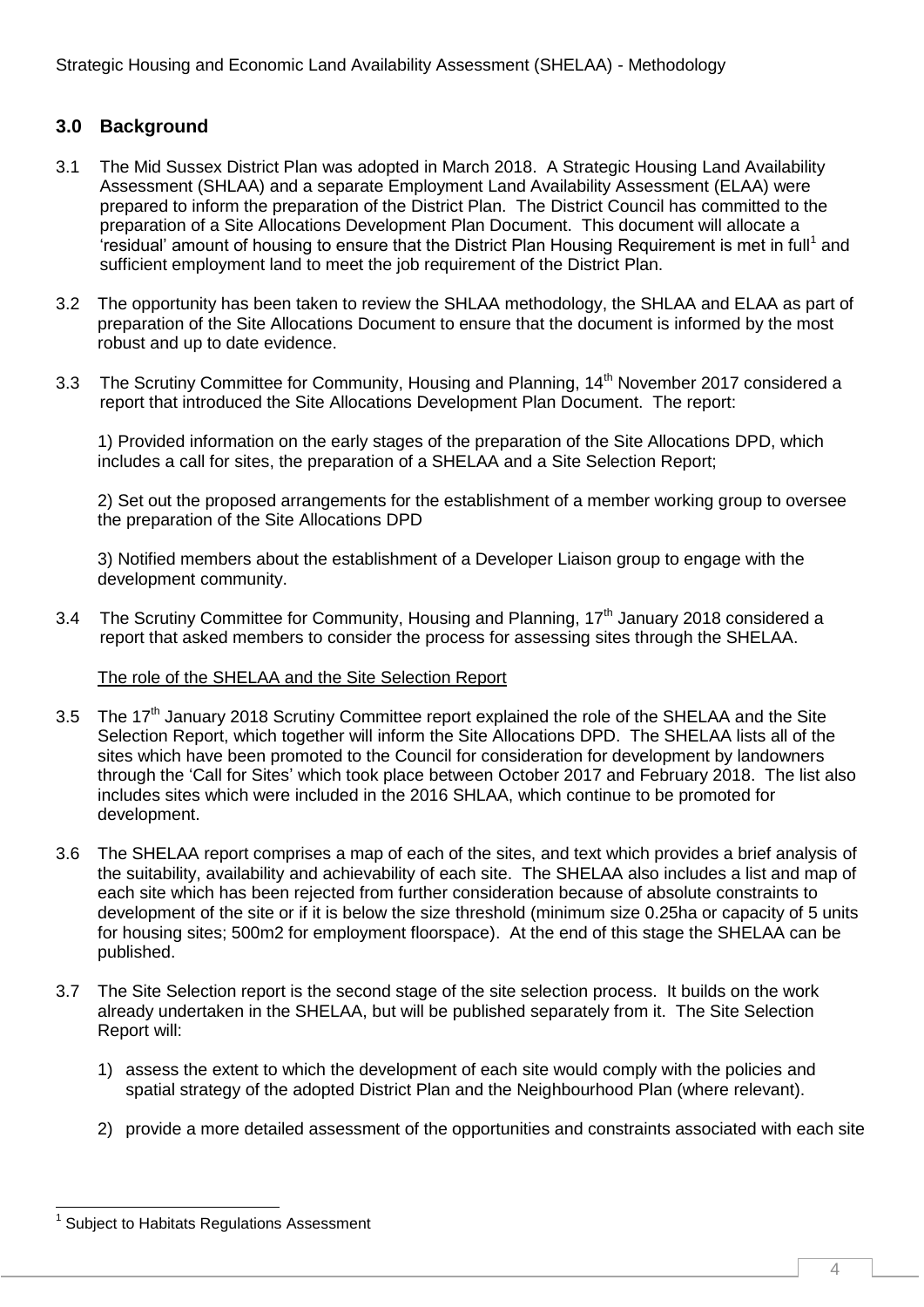## 3.0 Background

3.1 The Mid Sussex District Plan was adopted in March 2018. A Strategic Housing Land Availability Assessment (SHLAA) and a separate Employment Land Availability Assessment (ELAA) were prepared to inform the preparation of the District Plan. The District Council has committed to the preparation of a Site Allocations Development Plan Document. This document will allocate a 'residual' amount of housing to ensure that the District Plan Housing Requirement is met in full[1] and sufficient employment land to meet the job requirement of the District Plan.

3.2 The opportunity has been taken to review the SHLAA methodology, the SHLAA and ELAA as part of preparation of the Site Allocations Document to ensure that the document is informed by the most robust and up to date evidence.

3.3 The Scrutiny Committee for Community, Housing and Planning, 14th November 2017 considered a report that introduced the Site Allocations Development Plan Document. The report:

1) Provided information on the early stages of the preparation of the Site Allocations DPD, which includes a call for sites, the preparation of a SHELAA and a Site Selection Report;

2) Set out the proposed arrangements for the establishment of a member working group to oversee the preparation of the Site Allocations DPD

3) Notified members about the establishment of a Developer Liaison group to engage with the development community.

3.4 The Scrutiny Committee for Community, Housing and Planning, 17th January 2018 considered a report that asked members to consider the process for assessing sites through the SHELAA.

The role of the SHELAA and the Site Selection Report

3.5 The 17th January 2018 Scrutiny Committee report explained the role of the SHELAA and the Site Selection Report, which together will inform the Site Allocations DPD. The SHELAA lists all of the sites which have been promoted to the Council for consideration for development by landowners through the 'Call for Sites' which took place between October 2017 and February 2018. The list also includes sites which were included in the 2016 SHLAA, which continue to be promoted for development.

3.6 The SHELAA report comprises a map of each of the sites, and text which provides a brief analysis of the suitability, availability and achievability of each site. The SHELAA also includes a list and map of each site which has been rejected from further consideration because of absolute constraints to development of the site or if it is below the size threshold (minimum size 0.25ha or capacity of 5 units for housing sites; 500m2 for employment floorspace). At the end of this stage the SHELAA can be published.

3.7 The Site Selection report is the second stage of the site selection process. It builds on the work already undertaken in the SHELAA, but will be published separately from it. The Site Selection Report will:

1) assess the extent to which the development of each site would comply with the policies and spatial strategy of the adopted District Plan and the Neighbourhood Plan (where relevant).

2) provide a more detailed assessment of the opportunities and constraints associated with each site

[1] Subject to Habitats Regulations Assessment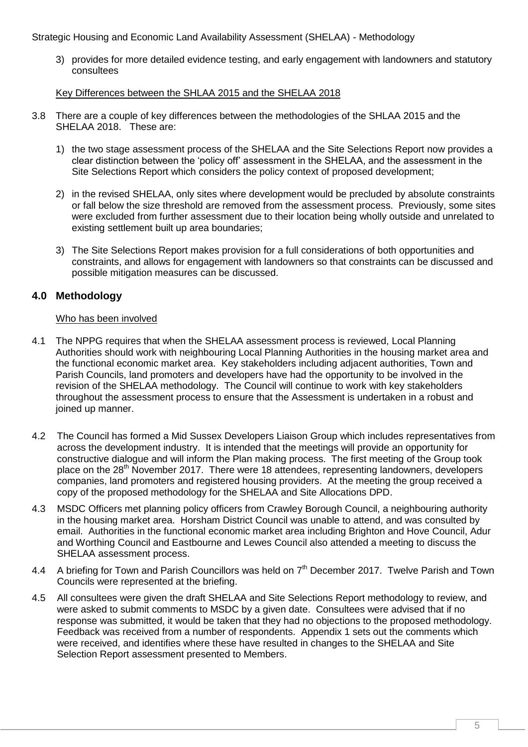3) provides for more detailed evidence testing, and early engagement with landowners and statutory consultees

Key Differences between the SHLAA 2015 and the SHELAA 2018

3.8 There are a couple of key differences between the methodologies of the SHLAA 2015 and the SHELAA 2018. These are:

1) the two stage assessment process of the SHELAA and the Site Selections Report now provides a clear distinction between the 'policy off' assessment in the SHELAA, and the assessment in the Site Selections Report which considers the policy context of proposed development;

2) in the revised SHELAA, only sites where development would be precluded by absolute constraints or fall below the size threshold are removed from the assessment process. Previously, some sites were excluded from further assessment due to their location being wholly outside and unrelated to existing settlement built up area boundaries;

3) The Site Selections Report makes provision for a full considerations of both opportunities and constraints, and allows for engagement with landowners so that constraints can be discussed and possible mitigation measures can be discussed.

## 4.0 Methodology

Who has been involved

4.1 The NPPG requires that when the SHELAA assessment process is reviewed, Local Planning Authorities should work with neighbouring Local Planning Authorities in the housing market area and the functional economic market area. Key stakeholders including adjacent authorities, Town and Parish Councils, land promoters and developers have had the opportunity to be involved in the revision of the SHELAA methodology. The Council will continue to work with key stakeholders throughout the assessment process to ensure that the Assessment is undertaken in a robust and joined up manner.

4.2 The Council has formed a Mid Sussex Developers Liaison Group which includes representatives from across the development industry. It is intended that the meetings will provide an opportunity for constructive dialogue and will inform the Plan making process. The first meeting of the Group took place on the 28th November 2017. There were 18 attendees, representing landowners, developers companies, land promoters and registered housing providers. At the meeting the group received a copy of the proposed methodology for the SHELAA and Site Allocations DPD.

4.3 MSDC Officers met planning policy officers from Crawley Borough Council, a neighbouring authority in the housing market area. Horsham District Council was unable to attend, and was consulted by email. Authorities in the functional economic market area including Brighton and Hove Council, Adur and Worthing Council and Eastbourne and Lewes Council also attended a meeting to discuss the SHELAA assessment process.

4.4 A briefing for Town and Parish Councillors was held on 7th December 2017. Twelve Parish and Town Councils were represented at the briefing.

4.5 All consultees were given the draft SHELAA and Site Selections Report methodology to review, and were asked to submit comments to MSDC by a given date. Consultees were advised that if no response was submitted, it would be taken that they had no objections to the proposed methodology. Feedback was received from a number of respondents. Appendix 1 sets out the comments which were received, and identifies where these have resulted in changes to the SHELAA and Site Selection Report assessment presented to Members.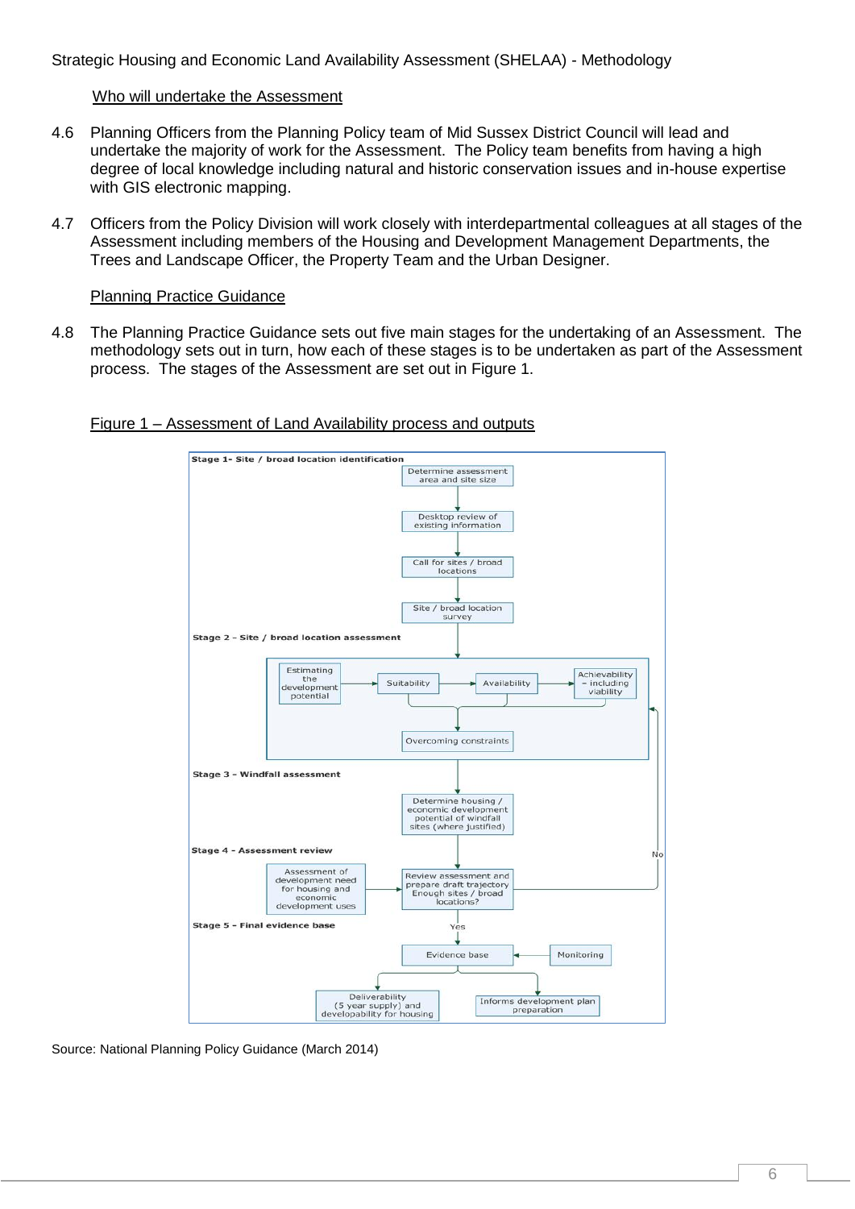### Who will undertake the Assessment

4.6 Planning Officers from the Planning Policy team of Mid Sussex District Council will lead and undertake the majority of work for the Assessment. The Policy team benefits from having a high degree of local knowledge including natural and historic conservation issues and in-house expertise with GIS electronic mapping.

4.7 Officers from the Policy Division will work closely with interdepartmental colleagues at all stages of the Assessment including members of the Housing and Development Management Departments, the Trees and Landscape Officer, the Property Team and the Urban Designer.

### Planning Practice Guidance

4.8 The Planning Practice Guidance sets out five main stages for the undertaking of an Assessment. The methodology sets out in turn, how each of these stages is to be undertaken as part of the Assessment process. The stages of the Assessment are set out in Figure 1.

### Figure 1 – Assessment of Land Availability process and outputs

**Stage 1- Site / broad location identification**

- Determine assessment area and site size
- Desktop review of existing information
- Call for sites / broad locations
- Site / broad location survey

**Stage 2 - Site / broad location assessment**

- Estimating the development potential
- Suitability
- Availability
- Achievability – including viability
- Overcoming constraints

**Stage 3 - Windfall assessment**

- Determine housing / economic development potential of windfall sites (where justified)

**Stage 4 - Assessment review**

- Assessment of development need for housing and economic development uses
- Review assessment and prepare draft trajectory Enough sites / broad locations?
  - No (return to Stage 2)
  - Yes

**Stage 5 - Final evidence base**

- Evidence base
- Monitoring
- Deliverability (5 year supply) and developability for housing
- Informs development plan preparation

Source: National Planning Policy Guidance (March 2014)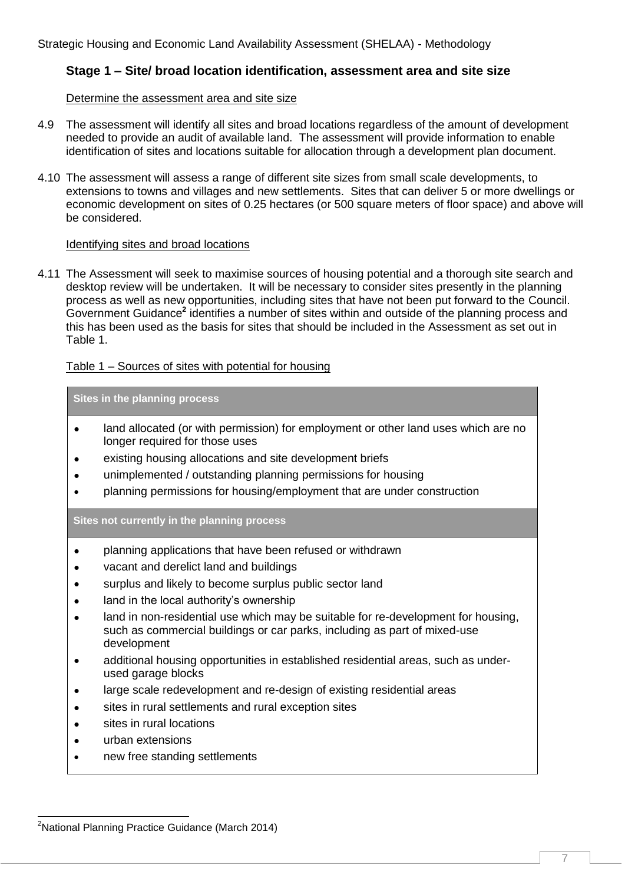### Stage 1 – Site/ broad location identification, assessment area and site size

Determine the assessment area and site size

4.9 The assessment will identify all sites and broad locations regardless of the amount of development needed to provide an audit of available land. The assessment will provide information to enable identification of sites and locations suitable for allocation through a development plan document.

4.10 The assessment will assess a range of different site sizes from small scale developments, to extensions to towns and villages and new settlements. Sites that can deliver 5 or more dwellings or economic development on sites of 0.25 hectares (or 500 square meters of floor space) and above will be considered.

Identifying sites and broad locations

4.11 The Assessment will seek to maximise sources of housing potential and a thorough site search and desktop review will be undertaken. It will be necessary to consider sites presently in the planning process as well as new opportunities, including sites that have not been put forward to the Council. Government Guidance[2] identifies a number of sites within and outside of the planning process and this has been used as the basis for sites that should be included in the Assessment as set out in Table 1.

Table 1 – Sources of sites with potential for housing

| **Sites in the planning process** |
|---|
| • land allocated (or with permission) for employment or other land uses which are no longer required for those uses<br>• existing housing allocations and site development briefs<br>• unimplemented / outstanding planning permissions for housing<br>• planning permissions for housing/employment that are under construction |
| **Sites not currently in the planning process** |
| • planning applications that have been refused or withdrawn<br>• vacant and derelict land and buildings<br>• surplus and likely to become surplus public sector land<br>• land in the local authority's ownership<br>• land in non-residential use which may be suitable for re-development for housing, such as commercial buildings or car parks, including as part of mixed-use development<br>• additional housing opportunities in established residential areas, such as under-used garage blocks<br>• large scale redevelopment and re-design of existing residential areas<br>• sites in rural settlements and rural exception sites<br>• sites in rural locations<br>• urban extensions<br>• new free standing settlements |

[2] National Planning Practice Guidance (March 2014)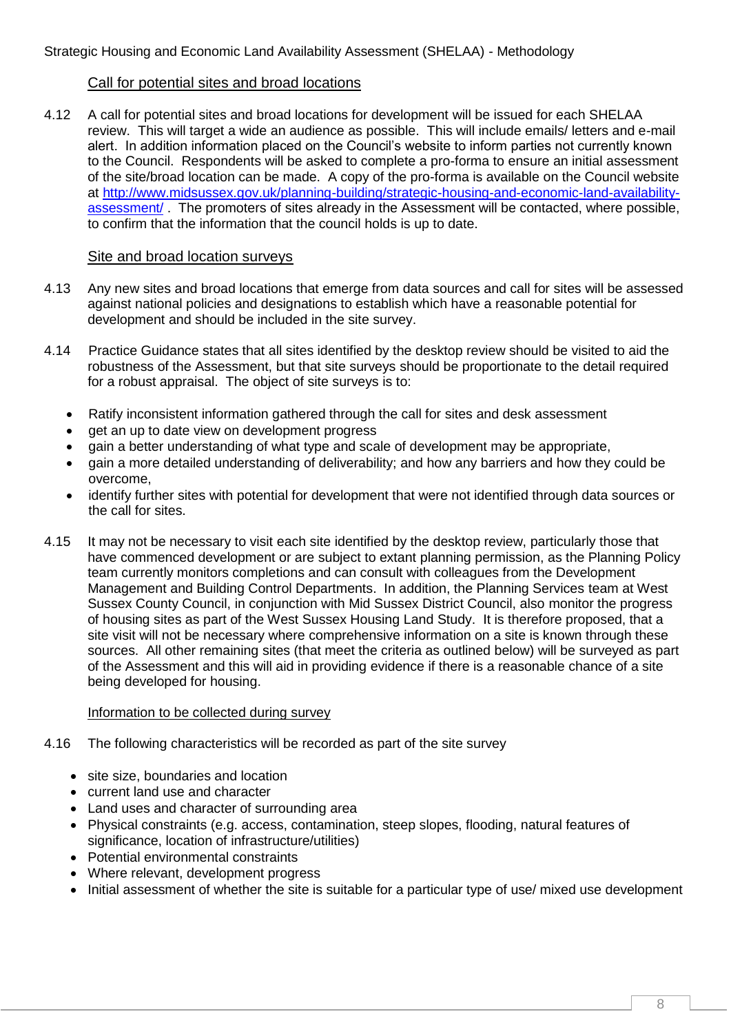### Call for potential sites and broad locations

4.12 A call for potential sites and broad locations for development will be issued for each SHELAA review. This will target a wide an audience as possible. This will include emails/ letters and e-mail alert. In addition information placed on the Council's website to inform parties not currently known to the Council. Respondents will be asked to complete a pro-forma to ensure an initial assessment of the site/broad location can be made. A copy of the pro-forma is available on the Council website at [http://www.midsussex.gov.uk/planning-building/strategic-housing-and-economic-land-availability-assessment/](http://www.midsussex.gov.uk/planning-building/strategic-housing-and-economic-land-availability-assessment/) . The promoters of sites already in the Assessment will be contacted, where possible, to confirm that the information that the council holds is up to date.

### Site and broad location surveys

4.13 Any new sites and broad locations that emerge from data sources and call for sites will be assessed against national policies and designations to establish which have a reasonable potential for development and should be included in the site survey.

4.14 Practice Guidance states that all sites identified by the desktop review should be visited to aid the robustness of the Assessment, but that site surveys should be proportionate to the detail required for a robust appraisal. The object of site surveys is to:

- Ratify inconsistent information gathered through the call for sites and desk assessment
- get an up to date view on development progress
- gain a better understanding of what type and scale of development may be appropriate,
- gain a more detailed understanding of deliverability; and how any barriers and how they could be overcome,
- identify further sites with potential for development that were not identified through data sources or the call for sites.

4.15 It may not be necessary to visit each site identified by the desktop review, particularly those that have commenced development or are subject to extant planning permission, as the Planning Policy team currently monitors completions and can consult with colleagues from the Development Management and Building Control Departments. In addition, the Planning Services team at West Sussex County Council, in conjunction with Mid Sussex District Council, also monitor the progress of housing sites as part of the West Sussex Housing Land Study. It is therefore proposed, that a site visit will not be necessary where comprehensive information on a site is known through these sources. All other remaining sites (that meet the criteria as outlined below) will be surveyed as part of the Assessment and this will aid in providing evidence if there is a reasonable chance of a site being developed for housing.

#### Information to be collected during survey

4.16 The following characteristics will be recorded as part of the site survey

- site size, boundaries and location
- current land use and character
- Land uses and character of surrounding area
- Physical constraints (e.g. access, contamination, steep slopes, flooding, natural features of significance, location of infrastructure/utilities)
- Potential environmental constraints
- Where relevant, development progress
- Initial assessment of whether the site is suitable for a particular type of use/ mixed use development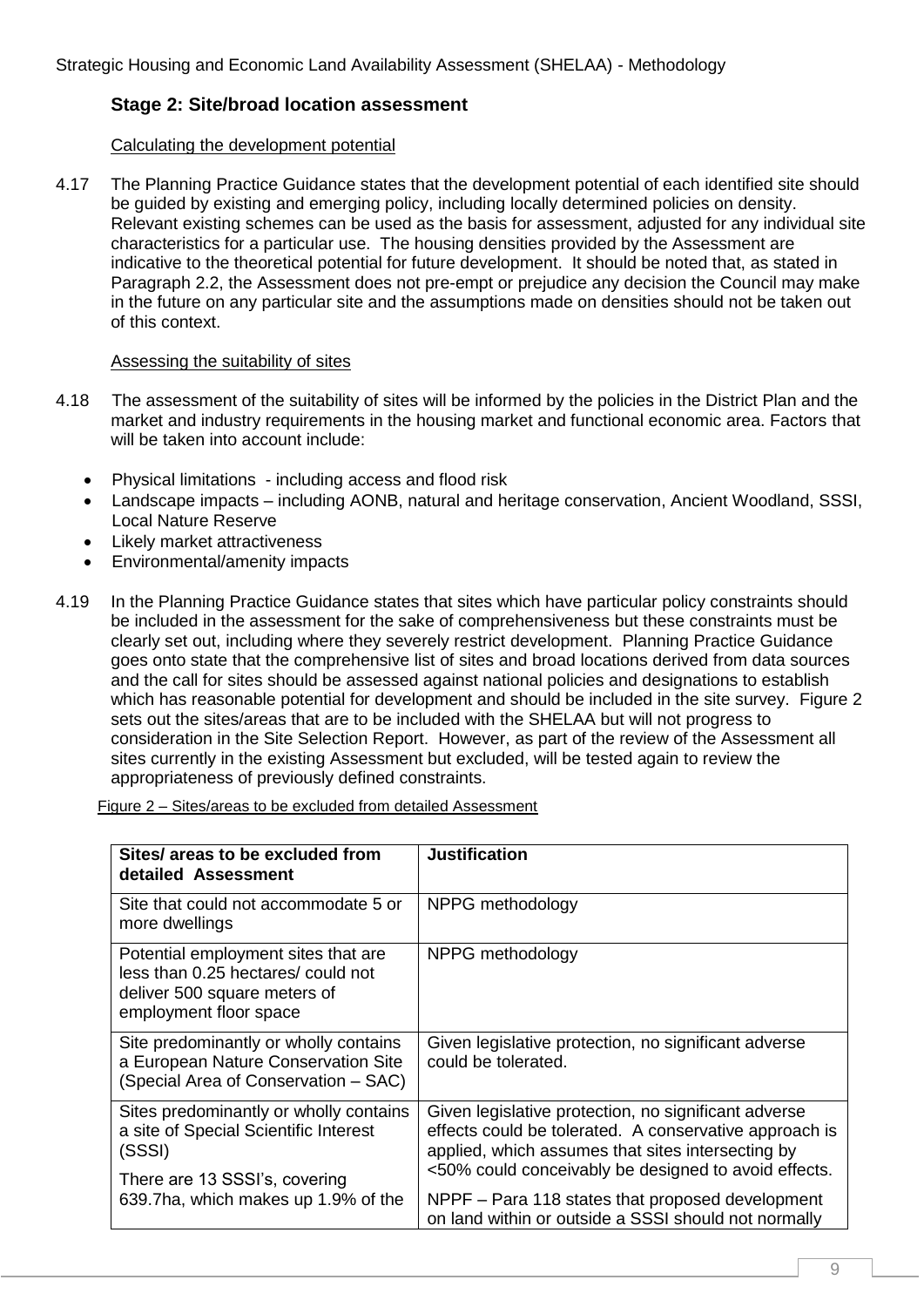### Stage 2: Site/broad location assessment

Calculating the development potential

4.17 The Planning Practice Guidance states that the development potential of each identified site should be guided by existing and emerging policy, including locally determined policies on density. Relevant existing schemes can be used as the basis for assessment, adjusted for any individual site characteristics for a particular use. The housing densities provided by the Assessment are indicative to the theoretical potential for future development. It should be noted that, as stated in Paragraph 2.2, the Assessment does not pre-empt or prejudice any decision the Council may make in the future on any particular site and the assumptions made on densities should not be taken out of this context.

Assessing the suitability of sites

4.18 The assessment of the suitability of sites will be informed by the policies in the District Plan and the market and industry requirements in the housing market and functional economic area. Factors that will be taken into account include:

- Physical limitations - including access and flood risk
- Landscape impacts – including AONB, natural and heritage conservation, Ancient Woodland, SSSI, Local Nature Reserve
- Likely market attractiveness
- Environmental/amenity impacts

4.19 In the Planning Practice Guidance states that sites which have particular policy constraints should be included in the assessment for the sake of comprehensiveness but these constraints must be clearly set out, including where they severely restrict development. Planning Practice Guidance goes onto state that the comprehensive list of sites and broad locations derived from data sources and the call for sites should be assessed against national policies and designations to establish which has reasonable potential for development and should be included in the site survey. Figure 2 sets out the sites/areas that are to be included with the SHELAA but will not progress to consideration in the Site Selection Report. However, as part of the review of the Assessment all sites currently in the existing Assessment but excluded, will be tested again to review the appropriateness of previously defined constraints.

Figure 2 – Sites/areas to be excluded from detailed Assessment

| Sites/ areas to be excluded from detailed Assessment | Justification |
|---|---|
| Site that could not accommodate 5 or more dwellings | NPPG methodology |
| Potential employment sites that are less than 0.25 hectares/ could not deliver 500 square meters of employment floor space | NPPG methodology |
| Site predominantly or wholly contains a European Nature Conservation Site (Special Area of Conservation – SAC) | Given legislative protection, no significant adverse could be tolerated. |
| Sites predominantly or wholly contains a site of Special Scientific Interest (SSSI)<br><br>There are 13 SSSI's, covering 639.7ha, which makes up 1.9% of the | Given legislative protection, no significant adverse effects could be tolerated. A conservative approach is applied, which assumes that sites intersecting by <50% could conceivably be designed to avoid effects.<br><br>NPPF – Para 118 states that proposed development on land within or outside a SSSI should not normally |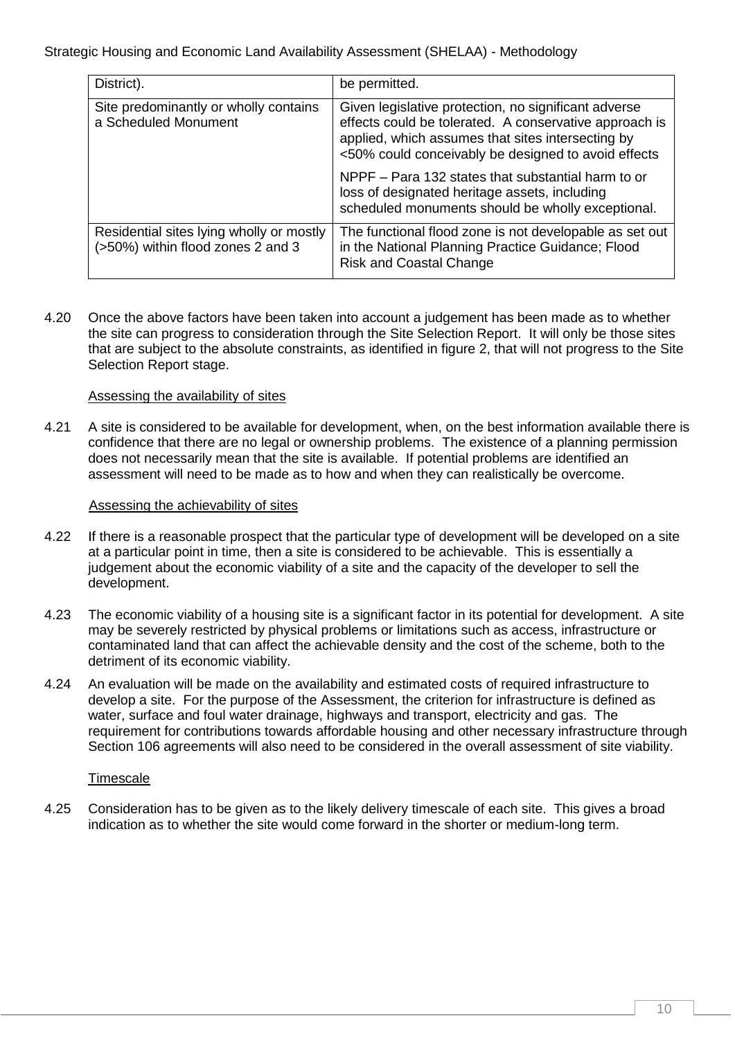| | |
|---|---|
| District). | be permitted. |
| Site predominantly or wholly contains a Scheduled Monument | Given legislative protection, no significant adverse effects could be tolerated. A conservative approach is applied, which assumes that sites intersecting by <50% could conceivably be designed to avoid effects<br><br>NPPF – Para 132 states that substantial harm to or loss of designated heritage assets, including scheduled monuments should be wholly exceptional. |
| Residential sites lying wholly or mostly (>50%) within flood zones 2 and 3 | The functional flood zone is not developable as set out in the National Planning Practice Guidance; Flood Risk and Coastal Change |

4.20 Once the above factors have been taken into account a judgement has been made as to whether the site can progress to consideration through the Site Selection Report. It will only be those sites that are subject to the absolute constraints, as identified in figure 2, that will not progress to the Site Selection Report stage.

Assessing the availability of sites

4.21 A site is considered to be available for development, when, on the best information available there is confidence that there are no legal or ownership problems. The existence of a planning permission does not necessarily mean that the site is available. If potential problems are identified an assessment will need to be made as to how and when they can realistically be overcome.

Assessing the achievability of sites

4.22 If there is a reasonable prospect that the particular type of development will be developed on a site at a particular point in time, then a site is considered to be achievable. This is essentially a judgement about the economic viability of a site and the capacity of the developer to sell the development.

4.23 The economic viability of a housing site is a significant factor in its potential for development. A site may be severely restricted by physical problems or limitations such as access, infrastructure or contaminated land that can affect the achievable density and the cost of the scheme, both to the detriment of its economic viability.

4.24 An evaluation will be made on the availability and estimated costs of required infrastructure to develop a site. For the purpose of the Assessment, the criterion for infrastructure is defined as water, surface and foul water drainage, highways and transport, electricity and gas. The requirement for contributions towards affordable housing and other necessary infrastructure through Section 106 agreements will also need to be considered in the overall assessment of site viability.

Timescale

4.25 Consideration has to be given as to the likely delivery timescale of each site. This gives a broad indication as to whether the site would come forward in the shorter or medium-long term.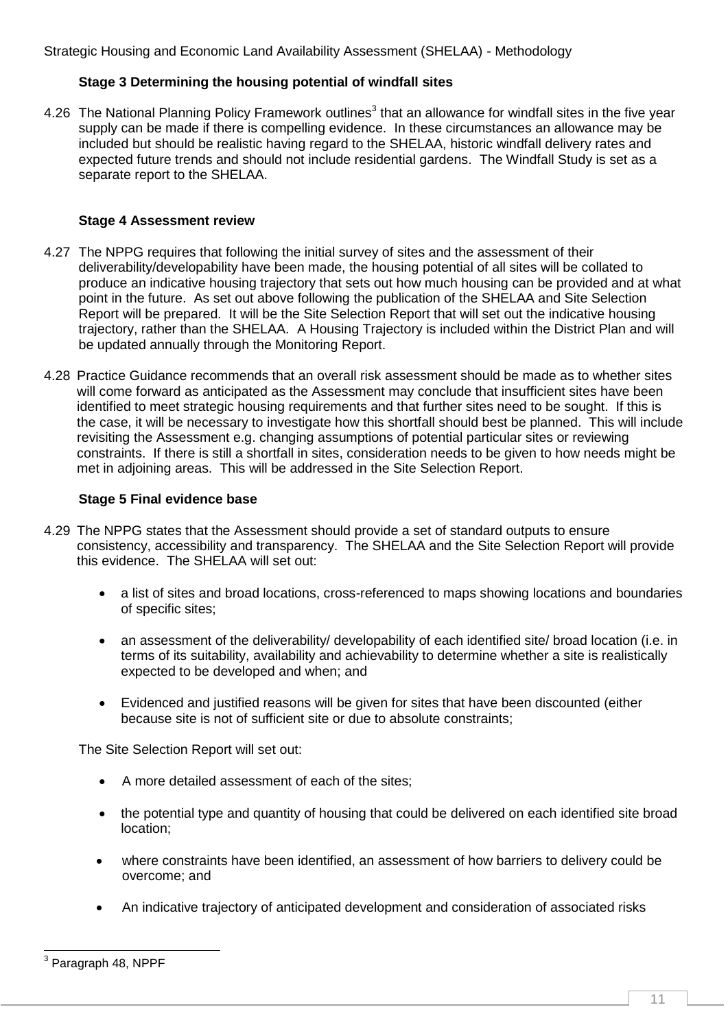### Stage 3 Determining the housing potential of windfall sites

4.26 The National Planning Policy Framework outlines[3] that an allowance for windfall sites in the five year supply can be made if there is compelling evidence. In these circumstances an allowance may be included but should be realistic having regard to the SHELAA, historic windfall delivery rates and expected future trends and should not include residential gardens. The Windfall Study is set as a separate report to the SHELAA.

### Stage 4 Assessment review

4.27 The NPPG requires that following the initial survey of sites and the assessment of their deliverability/developability have been made, the housing potential of all sites will be collated to produce an indicative housing trajectory that sets out how much housing can be provided and at what point in the future. As set out above following the publication of the SHELAA and Site Selection Report will be prepared. It will be the Site Selection Report that will set out the indicative housing trajectory, rather than the SHELAA. A Housing Trajectory is included within the District Plan and will be updated annually through the Monitoring Report.

4.28 Practice Guidance recommends that an overall risk assessment should be made as to whether sites will come forward as anticipated as the Assessment may conclude that insufficient sites have been identified to meet strategic housing requirements and that further sites need to be sought. If this is the case, it will be necessary to investigate how this shortfall should best be planned. This will include revisiting the Assessment e.g. changing assumptions of potential particular sites or reviewing constraints. If there is still a shortfall in sites, consideration needs to be given to how needs might be met in adjoining areas. This will be addressed in the Site Selection Report.

### Stage 5 Final evidence base

4.29 The NPPG states that the Assessment should provide a set of standard outputs to ensure consistency, accessibility and transparency. The SHELAA and the Site Selection Report will provide this evidence. The SHELAA will set out:

- a list of sites and broad locations, cross-referenced to maps showing locations and boundaries of specific sites;
- an assessment of the deliverability/ developability of each identified site/ broad location (i.e. in terms of its suitability, availability and achievability to determine whether a site is realistically expected to be developed and when; and
- Evidenced and justified reasons will be given for sites that have been discounted (either because site is not of sufficient site or due to absolute constraints;

The Site Selection Report will set out:

- A more detailed assessment of each of the sites;
- the potential type and quantity of housing that could be delivered on each identified site broad location;
- where constraints have been identified, an assessment of how barriers to delivery could be overcome; and
- An indicative trajectory of anticipated development and consideration of associated risks

[3] Paragraph 48, NPPF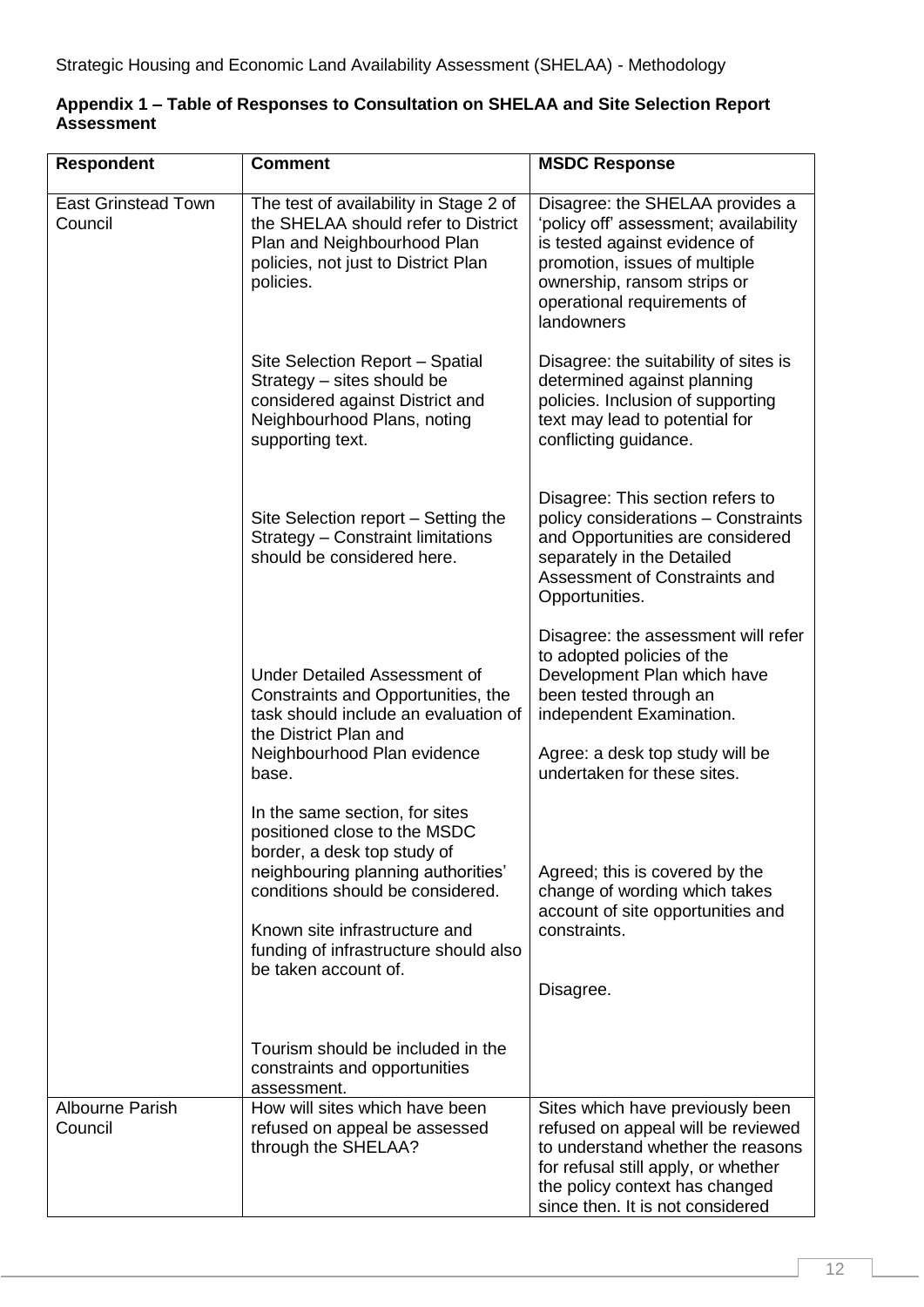Strategic Housing and Economic Land Availability Assessment (SHELAA) - Methodology

**Appendix 1 – Table of Responses to Consultation on SHELAA and Site Selection Report Assessment**

| Respondent | Comment | MSDC Response |
|---|---|---|
| East Grinstead Town Council | The test of availability in Stage 2 of the SHELAA should refer to District Plan and Neighbourhood Plan policies, not just to District Plan policies. | Disagree: the SHELAA provides a 'policy off' assessment; availability is tested against evidence of promotion, issues of multiple ownership, ransom strips or operational requirements of landowners |
| | Site Selection Report – Spatial Strategy – sites should be considered against District and Neighbourhood Plans, noting supporting text. | Disagree: the suitability of sites is determined against planning policies. Inclusion of supporting text may lead to potential for conflicting guidance. |
| | Site Selection report – Setting the Strategy – Constraint limitations should be considered here. | Disagree: This section refers to policy considerations – Constraints and Opportunities are considered separately in the Detailed Assessment of Constraints and Opportunities. |
| | Under Detailed Assessment of Constraints and Opportunities, the task should include an evaluation of the District Plan and Neighbourhood Plan evidence base. | Disagree: the assessment will refer to adopted policies of the Development Plan which have been tested through an independent Examination. |
| | In the same section, for sites positioned close to the MSDC border, a desk top study of neighbouring planning authorities' conditions should be considered. | Agree: a desk top study will be undertaken for these sites. |
| | Known site infrastructure and funding of infrastructure should also be taken account of. | Agreed; this is covered by the change of wording which takes account of site opportunities and constraints. |
| | Tourism should be included in the constraints and opportunities assessment. | Disagree. |
| Albourne Parish Council | How will sites which have been refused on appeal be assessed through the SHELAA? | Sites which have previously been refused on appeal will be reviewed to understand whether the reasons for refusal still apply, or whether the policy context has changed since then. It is not considered |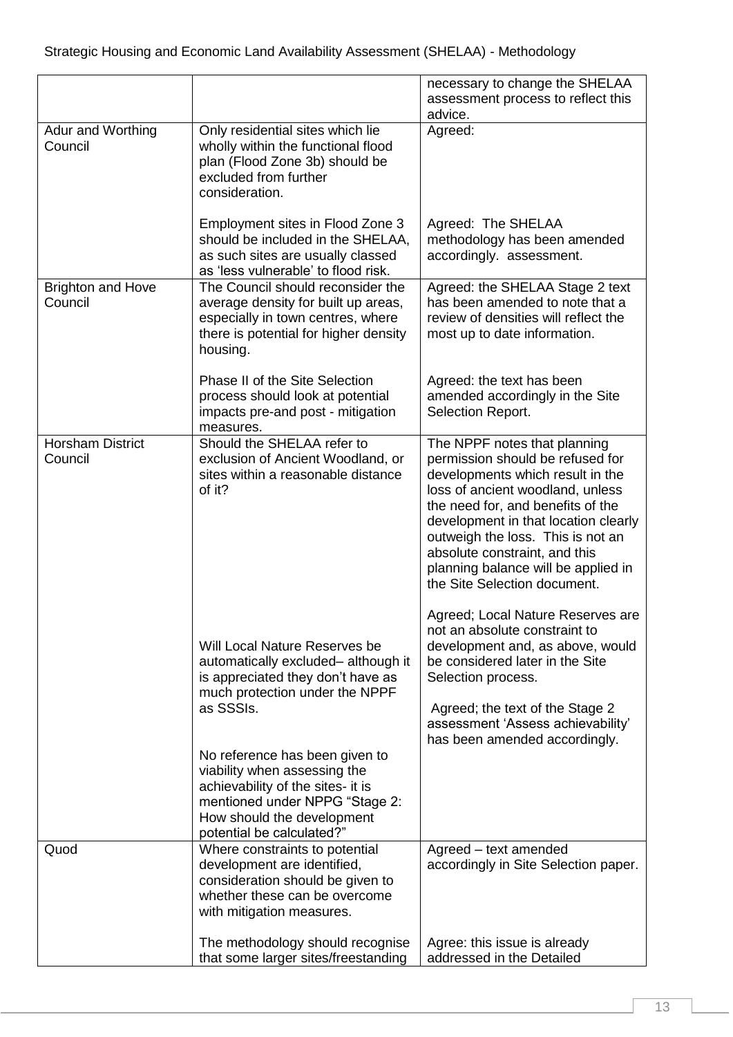| | | |
|---|---|---|
| | | necessary to change the SHELAA assessment process to reflect this advice. |
| Adur and Worthing Council | Only residential sites which lie wholly within the functional flood plan (Flood Zone 3b) should be excluded from further consideration. | Agreed: |
| | Employment sites in Flood Zone 3 should be included in the SHELAA, as such sites are usually classed as 'less vulnerable' to flood risk. | Agreed: The SHELAA methodology has been amended accordingly. assessment. |
| Brighton and Hove Council | The Council should reconsider the average density for built up areas, especially in town centres, where there is potential for higher density housing. | Agreed: the SHELAA Stage 2 text has been amended to note that a review of densities will reflect the most up to date information. |
| | Phase II of the Site Selection process should look at potential impacts pre-and post - mitigation measures. | Agreed: the text has been amended accordingly in the Site Selection Report. |
| Horsham District Council | Should the SHELAA refer to exclusion of Ancient Woodland, or sites within a reasonable distance of it? | The NPPF notes that planning permission should be refused for developments which result in the loss of ancient woodland, unless the need for, and benefits of the development in that location clearly outweigh the loss. This is not an absolute constraint, and this planning balance will be applied in the Site Selection document. |
| | Will Local Nature Reserves be automatically excluded– although it is appreciated they don't have as much protection under the NPPF as SSSIs. | Agreed; Local Nature Reserves are not an absolute constraint to development and, as above, would be considered later in the Site Selection process. |
| | No reference has been given to viability when assessing the achievability of the sites- it is mentioned under NPPG "Stage 2: How should the development potential be calculated?" | Agreed; the text of the Stage 2 assessment 'Assess achievability' has been amended accordingly. |
| Quod | Where constraints to potential development are identified, consideration should be given to whether these can be overcome with mitigation measures. | Agreed – text amended accordingly in Site Selection paper. |
| | The methodology should recognise that some larger sites/freestanding | Agree: this issue is already addressed in the Detailed |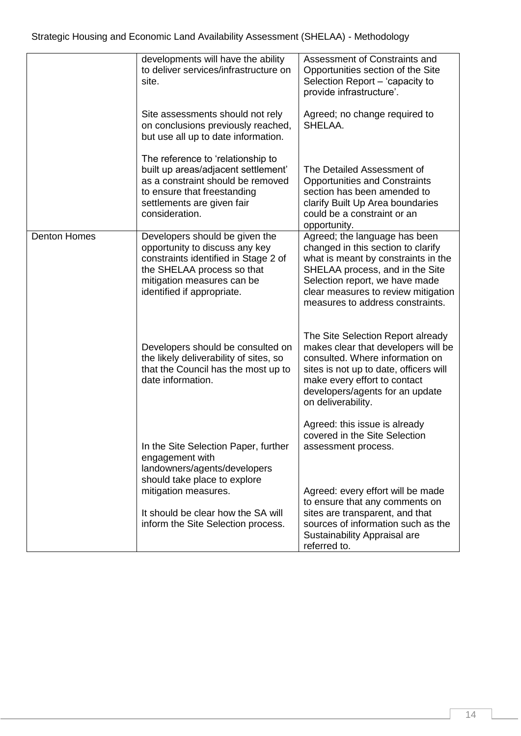| | | |
|---|---|---|
| | developments will have the ability to deliver services/infrastructure on site. | Assessment of Constraints and Opportunities section of the Site Selection Report – 'capacity to provide infrastructure'. |
| | Site assessments should not rely on conclusions previously reached, but use all up to date information. | Agreed; no change required to SHELAA. |
| | The reference to 'relationship to built up areas/adjacent settlement' as a constraint should be removed to ensure that freestanding settlements are given fair consideration. | The Detailed Assessment of Opportunities and Constraints section has been amended to clarify Built Up Area boundaries could be a constraint or an opportunity. |
| Denton Homes | Developers should be given the opportunity to discuss any key constraints identified in Stage 2 of the SHELAA process so that mitigation measures can be identified if appropriate. | Agreed; the language has been changed in this section to clarify what is meant by constraints in the SHELAA process, and in the Site Selection report, we have made clear measures to review mitigation measures to address constraints. |
| | Developers should be consulted on the likely deliverability of sites, so that the Council has the most up to date information. | The Site Selection Report already makes clear that developers will be consulted. Where information on sites is not up to date, officers will make every effort to contact developers/agents for an update on deliverability. |
| | In the Site Selection Paper, further engagement with landowners/agents/developers should take place to explore mitigation measures. | Agreed: this issue is already covered in the Site Selection assessment process. |
| | It should be clear how the SA will inform the Site Selection process. | Agreed: every effort will be made to ensure that any comments on sites are transparent, and that sources of information such as the Sustainability Appraisal are referred to. |